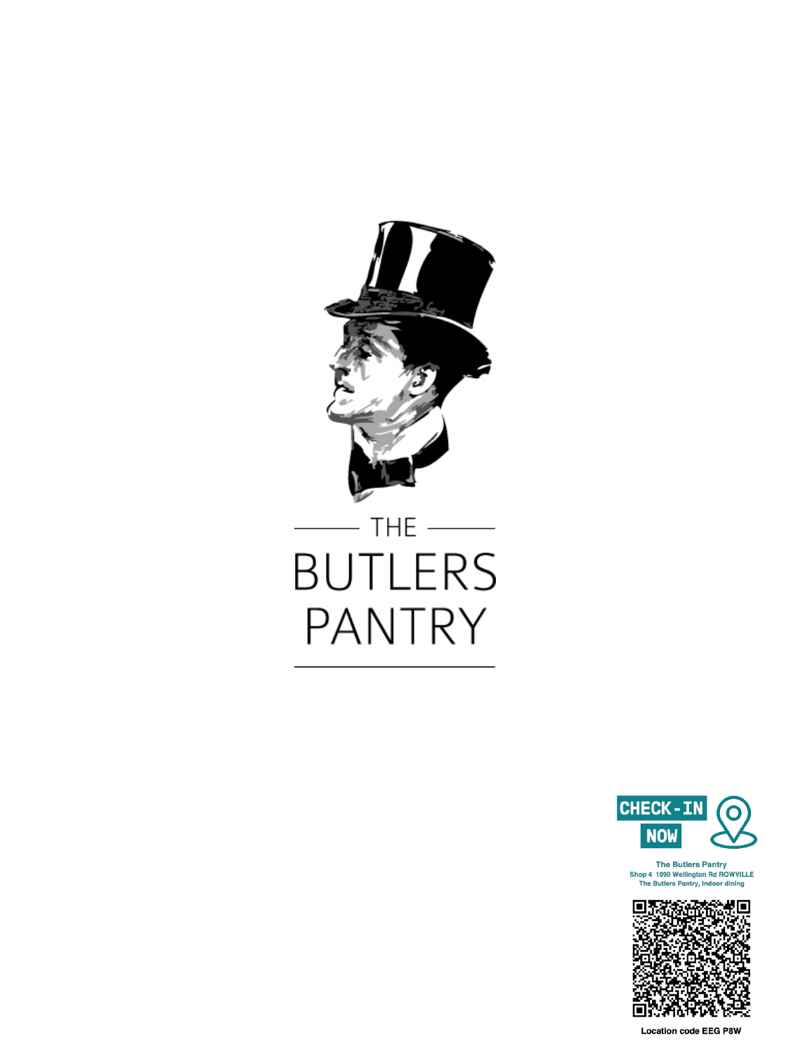# THE BUTLERS PANTRY

CHECK-IN NOW

The Butlers Pantry
Shop 4 1090 Wellington Rd ROWVILLE
The Butlers Pantry, Indoor dining

Location code EEG P8W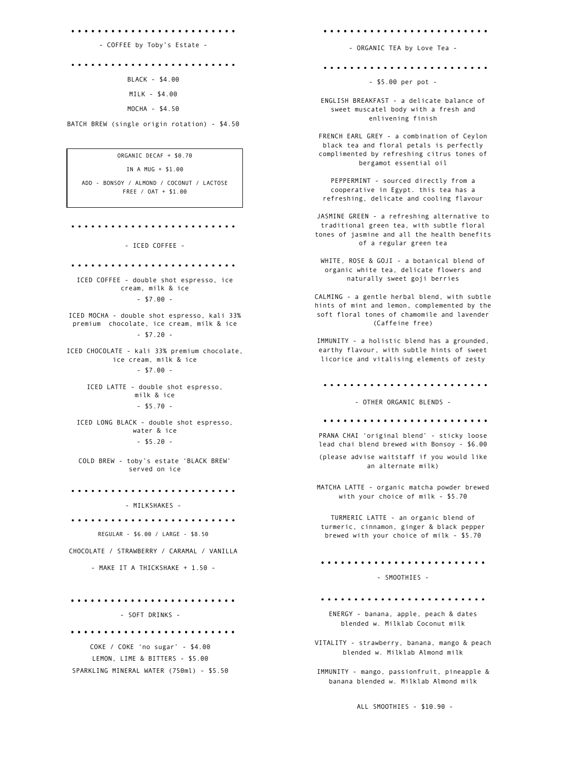## - COFFEE by Toby's Estate -

BLACK - $4.00

MILK - $4.00

MOCHA - $4.50

BATCH BREW (single origin rotation) - $4.50

ORGANIC DECAF + $0.70

IN A MUG + $1.00

ADD - BONSOY / ALMOND / COCONUT / LACTOSE FREE / OAT + $1.00

## - ICED COFFEE -

ICED COFFEE - double shot espresso, ice cream, milk & ice

- $7.00 -

ICED MOCHA - double shot espresso, kali 33% premium chocolate, ice cream, milk & ice

- $7.20 -

ICED CHOCOLATE - kali 33% premium chocolate, ice cream, milk & ice

- $7.00 -

ICED LATTE - double shot espresso, milk & ice

- $5.70 -

ICED LONG BLACK - double shot espresso, water & ice

- $5.20 -

COLD BREW - toby's estate 'BLACK BREW' served on ice

## - MILKSHAKES -

REGULAR - $6.00 / LARGE - $8.50

CHOCOLATE / STRAWBERRY / CARAMAL / VANILLA

- MAKE IT A THICKSHAKE + 1.50 -

## - SOFT DRINKS -

COKE / COKE 'no sugar' - $4.00

LEMON, LIME & BITTERS - $5.00

SPARKLING MINERAL WATER (750ml) - $5.50

## - ORGANIC TEA by Love Tea -

- $5.00 per pot -

ENGLISH BREAKFAST - a delicate balance of sweet muscatel body with a fresh and enlivening finish

FRENCH EARL GREY - a combination of Ceylon black tea and floral petals is perfectly complimented by refreshing citrus tones of bergamot essential oil

PEPPERMINT - sourced directly from a cooperative in Egypt. this tea has a refreshing, delicate and cooling flavour

JASMINE GREEN - a refreshing alternative to traditional green tea, with subtle floral tones of jasmine and all the health benefits of a regular green tea

WHITE, ROSE & GOJI - a botanical blend of organic white tea, delicate flowers and naturally sweet goji berries

CALMING - a gentle herbal blend, with subtle hints of mint and lemon, complemented by the soft floral tones of chamomile and lavender (Caffeine free)

IMMUNITY - a holistic blend has a grounded, earthy flavour, with subtle hints of sweet licorice and vitalising elements of zesty

## - OTHER ORGANIC BLENDS -

PRANA CHAI 'original blend' - sticky loose lead chai blend brewed with Bonsoy - $6.00

(please advise waitstaff if you would like an alternate milk)

MATCHA LATTE - organic matcha powder brewed with your choice of milk - $5.70

TURMERIC LATTE - an organic blend of turmeric, cinnamon, ginger & black pepper brewed with your choice of milk - $5.70

## - SMOOTHIES -

ENERGY - banana, apple, peach & dates blended w. Milklab Coconut milk

VITALITY - strawberry, banana, mango & peach blended w. Milklab Almond milk

IMMUNITY - mango, passionfruit, pineapple & banana blended w. Milklab Almond milk

ALL SMOOTHIES - $10.90 -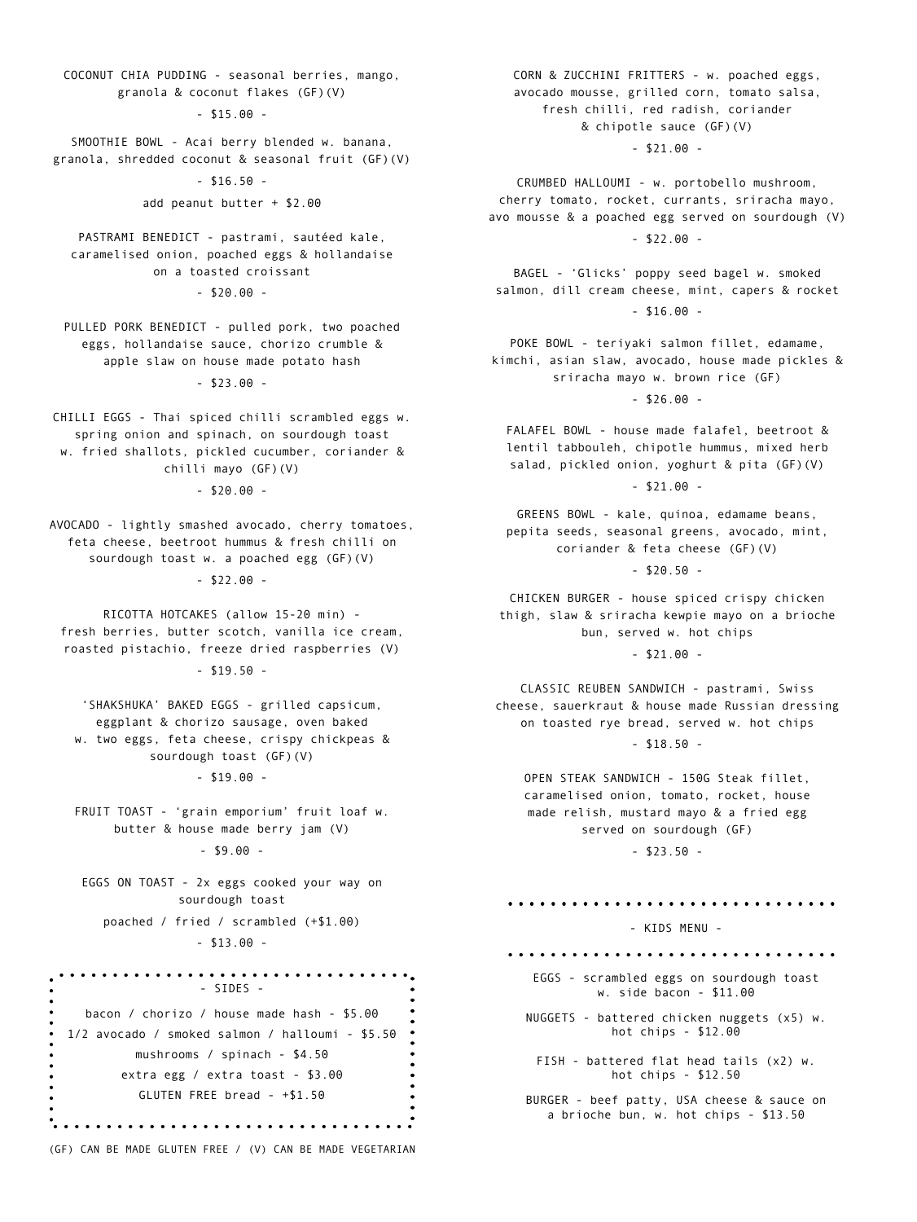COCONUT CHIA PUDDING - seasonal berries, mango, granola & coconut flakes (GF)(V)

- $15.00 -

SMOOTHIE BOWL - Acai berry blended w. banana, granola, shredded coconut & seasonal fruit (GF)(V)

- $16.50 -

add peanut butter + $2.00

PASTRAMI BENEDICT - pastrami, sautéed kale, caramelised onion, poached eggs & hollandaise on a toasted croissant

- $20.00 -

PULLED PORK BENEDICT - pulled pork, two poached eggs, hollandaise sauce, chorizo crumble & apple slaw on house made potato hash

- $23.00 -

CHILLI EGGS - Thai spiced chilli scrambled eggs w. spring onion and spinach, on sourdough toast w. fried shallots, pickled cucumber, coriander & chilli mayo (GF)(V)

- $20.00 -

AVOCADO - lightly smashed avocado, cherry tomatoes, feta cheese, beetroot hummus & fresh chilli on sourdough toast w. a poached egg (GF)(V)

- $22.00 -

RICOTTA HOTCAKES (allow 15-20 min) - fresh berries, butter scotch, vanilla ice cream, roasted pistachio, freeze dried raspberries (V)

- $19.50 -

'SHAKSHUKA' BAKED EGGS - grilled capsicum, eggplant & chorizo sausage, oven baked w. two eggs, feta cheese, crispy chickpeas & sourdough toast (GF)(V)

- $19.00 -

FRUIT TOAST - 'grain emporium' fruit loaf w. butter & house made berry jam (V)

- $9.00 -

EGGS ON TOAST - 2x eggs cooked your way on sourdough toast

poached / fried / scrambled (+$1.00)

- $13.00 -

- SIDES -

bacon / chorizo / house made hash - $5.00

1/2 avocado / smoked salmon / halloumi - $5.50

mushrooms / spinach - $4.50

extra egg / extra toast - $3.00

GLUTEN FREE bread - +$1.50

(GF) CAN BE MADE GLUTEN FREE / (V) CAN BE MADE VEGETARIAN

CORN & ZUCCHINI FRITTERS - w. poached eggs, avocado mousse, grilled corn, tomato salsa, fresh chilli, red radish, coriander & chipotle sauce (GF)(V)

- $21.00 -

CRUMBED HALLOUMI - w. portobello mushroom, cherry tomato, rocket, currants, sriracha mayo, avo mousse & a poached egg served on sourdough (V)

- $22.00 -

BAGEL - 'Glicks' poppy seed bagel w. smoked salmon, dill cream cheese, mint, capers & rocket

- $16.00 -

POKE BOWL - teriyaki salmon fillet, edamame, kimchi, asian slaw, avocado, house made pickles & sriracha mayo w. brown rice (GF)

- $26.00 -

FALAFEL BOWL - house made falafel, beetroot & lentil tabbouleh, chipotle hummus, mixed herb salad, pickled onion, yoghurt & pita (GF)(V)

- $21.00 -

GREENS BOWL - kale, quinoa, edamame beans, pepita seeds, seasonal greens, avocado, mint, coriander & feta cheese (GF)(V)

- $20.50 -

CHICKEN BURGER - house spiced crispy chicken thigh, slaw & sriracha kewpie mayo on a brioche bun, served w. hot chips

- $21.00 -

CLASSIC REUBEN SANDWICH - pastrami, Swiss cheese, sauerkraut & house made Russian dressing on toasted rye bread, served w. hot chips

- $18.50 -

OPEN STEAK SANDWICH - 150G Steak fillet, caramelised onion, tomato, rocket, house made relish, mustard mayo & a fried egg served on sourdough (GF)

- $23.50 -

- KIDS MENU -

EGGS - scrambled eggs on sourdough toast w. side bacon - $11.00

NUGGETS - battered chicken nuggets (x5) w. hot chips - $12.00

FISH - battered flat head tails (x2) w. hot chips - $12.50

BURGER - beef patty, USA cheese & sauce on a brioche bun, w. hot chips - $13.50